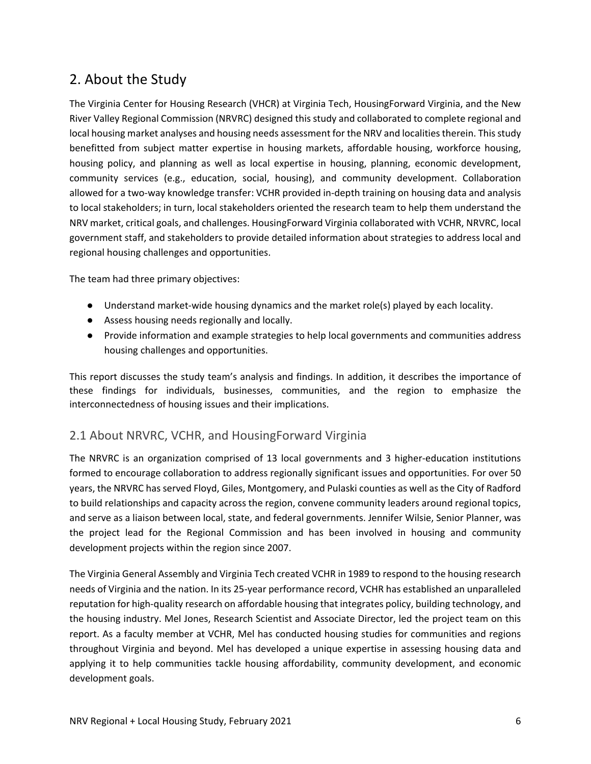## 2. About the Study

The Virginia Center for Housing Research (VHCR) at Virginia Tech, HousingForward Virginia, and the New River Valley Regional Commission (NRVRC) designed this study and collaborated to complete regional and local housing market analyses and housing needs assessment for the NRV and localities therein. This study benefitted from subject matter expertise in housing markets, affordable housing, workforce housing, housing policy, and planning as well as local expertise in housing, planning, economic development, community services (e.g., education, social, housing), and community development. Collaboration allowed for a two-way knowledge transfer: VCHR provided in-depth training on housing data and analysis to local stakeholders; in turn, local stakeholders oriented the research team to help them understand the NRV market, critical goals, and challenges. HousingForward Virginia collaborated with VCHR, NRVRC, local government staff, and stakeholders to provide detailed information about strategies to address local and regional housing challenges and opportunities.

The team had three primary objectives:

- Understand market-wide housing dynamics and the market role(s) played by each locality.
- Assess housing needs regionally and locally.
- Provide information and example strategies to help local governments and communities address housing challenges and opportunities.

This report discusses the study team's analysis and findings. In addition, it describes the importance of these findings for individuals, businesses, communities, and the region to emphasize the interconnectedness of housing issues and their implications.

### 2.1 About NRVRC, VCHR, and HousingForward Virginia

The NRVRC is an organization comprised of 13 local governments and 3 higher-education institutions formed to encourage collaboration to address regionally significant issues and opportunities. For over 50 years, the NRVRC has served Floyd, Giles, Montgomery, and Pulaski counties as well as the City of Radford to build relationships and capacity across the region, convene community leaders around regional topics, and serve as a liaison between local, state, and federal governments. Jennifer Wilsie, Senior Planner, was the project lead for the Regional Commission and has been involved in housing and community development projects within the region since 2007.

The Virginia General Assembly and Virginia Tech created VCHR in 1989 to respond to the housing research needs of Virginia and the nation. In its 25-year performance record, VCHR has established an unparalleled reputation for high-quality research on affordable housing that integrates policy, building technology, and the housing industry. Mel Jones, Research Scientist and Associate Director, led the project team on this report. As a faculty member at VCHR, Mel has conducted housing studies for communities and regions throughout Virginia and beyond. Mel has developed a unique expertise in assessing housing data and applying it to help communities tackle housing affordability, community development, and economic development goals.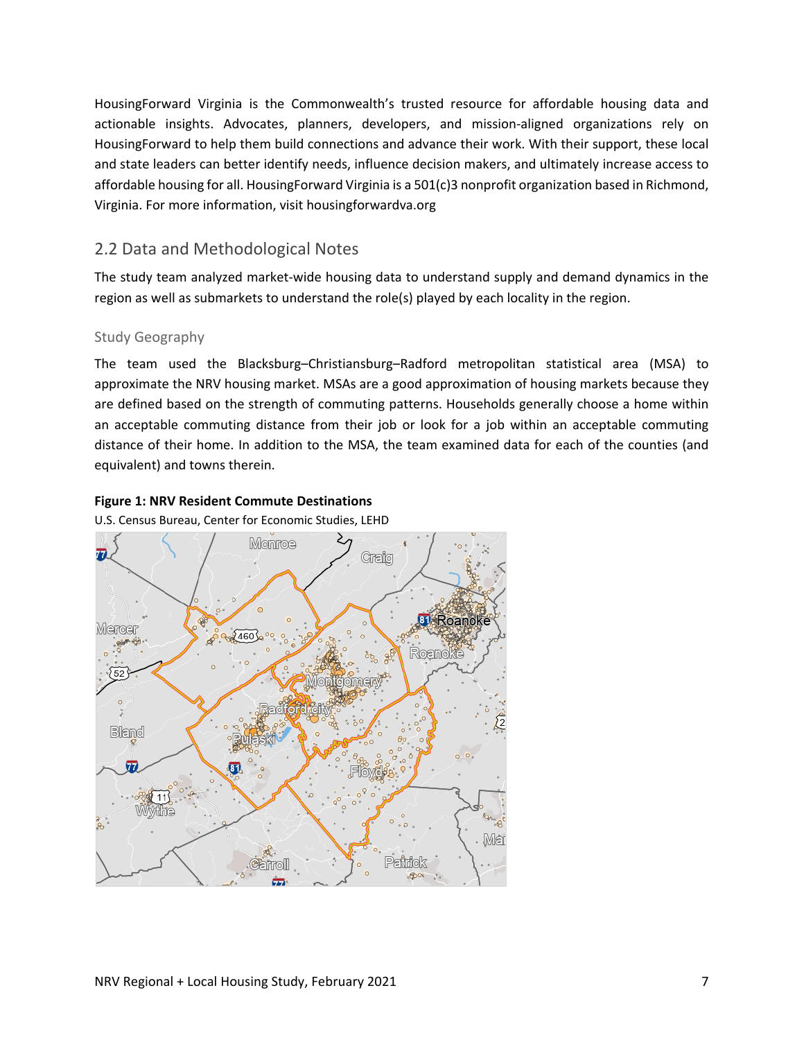HousingForward Virginia is the Commonwealth's trusted resource for affordable housing data and actionable insights. Advocates, planners, developers, and mission-aligned organizations rely on HousingForward to help them build connections and advance their work. With their support, these local and state leaders can better identify needs, influence decision makers, and ultimately increase access to affordable housing for all. HousingForward Virginia is a 501(c)3 nonprofit organization based in Richmond, Virginia. For more information, visit housingforwardva.org

## 2.2 Data and Methodological Notes

The study team analyzed market-wide housing data to understand supply and demand dynamics in the region as well as submarkets to understand the role(s) played by each locality in the region.

### Study Geography

The team used the Blacksburg–Christiansburg–Radford metropolitan statistical area (MSA) to approximate the NRV housing market. MSAs are a good approximation of housing markets because they are defined based on the strength of commuting patterns. Households generally choose a home within an acceptable commuting distance from their job or look for a job within an acceptable commuting distance of their home. In addition to the MSA, the team examined data for each of the counties (and equivalent) and towns therein.

**Figure 1: NRV Resident Commute Destinations**

U.S. Census Bureau, Center for Economic Studies, LEHD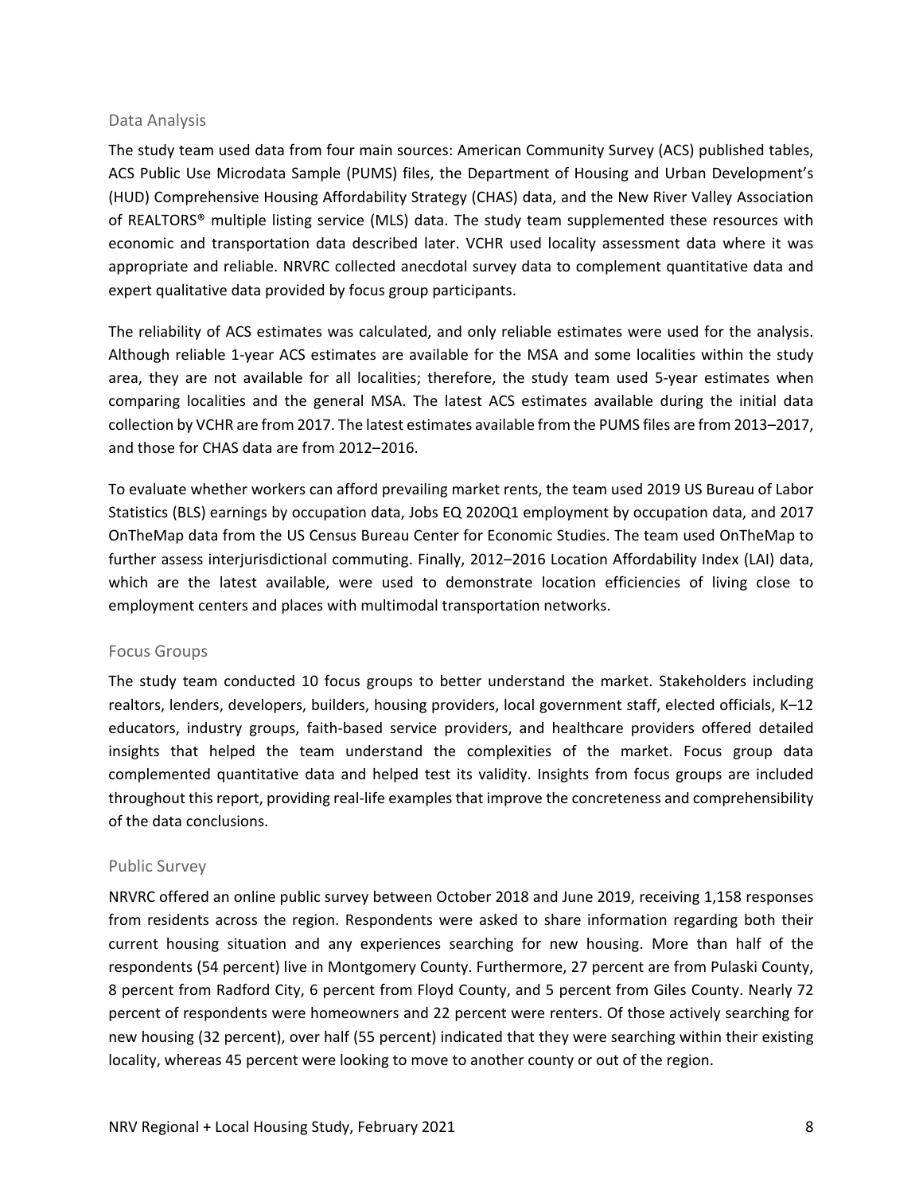### Data Analysis

The study team used data from four main sources: American Community Survey (ACS) published tables, ACS Public Use Microdata Sample (PUMS) files, the Department of Housing and Urban Development's (HUD) Comprehensive Housing Affordability Strategy (CHAS) data, and the New River Valley Association of REALTORS® multiple listing service (MLS) data. The study team supplemented these resources with economic and transportation data described later. VCHR used locality assessment data where it was appropriate and reliable. NRVRC collected anecdotal survey data to complement quantitative data and expert qualitative data provided by focus group participants.

The reliability of ACS estimates was calculated, and only reliable estimates were used for the analysis. Although reliable 1-year ACS estimates are available for the MSA and some localities within the study area, they are not available for all localities; therefore, the study team used 5-year estimates when comparing localities and the general MSA. The latest ACS estimates available during the initial data collection by VCHR are from 2017. The latest estimates available from the PUMS files are from 2013–2017, and those for CHAS data are from 2012–2016.

To evaluate whether workers can afford prevailing market rents, the team used 2019 US Bureau of Labor Statistics (BLS) earnings by occupation data, Jobs EQ 2020Q1 employment by occupation data, and 2017 OnTheMap data from the US Census Bureau Center for Economic Studies. The team used OnTheMap to further assess interjurisdictional commuting. Finally, 2012–2016 Location Affordability Index (LAI) data, which are the latest available, were used to demonstrate location efficiencies of living close to employment centers and places with multimodal transportation networks.

### Focus Groups

The study team conducted 10 focus groups to better understand the market. Stakeholders including realtors, lenders, developers, builders, housing providers, local government staff, elected officials, K–12 educators, industry groups, faith-based service providers, and healthcare providers offered detailed insights that helped the team understand the complexities of the market. Focus group data complemented quantitative data and helped test its validity. Insights from focus groups are included throughout this report, providing real-life examples that improve the concreteness and comprehensibility of the data conclusions.

### Public Survey

NRVRC offered an online public survey between October 2018 and June 2019, receiving 1,158 responses from residents across the region. Respondents were asked to share information regarding both their current housing situation and any experiences searching for new housing. More than half of the respondents (54 percent) live in Montgomery County. Furthermore, 27 percent are from Pulaski County, 8 percent from Radford City, 6 percent from Floyd County, and 5 percent from Giles County. Nearly 72 percent of respondents were homeowners and 22 percent were renters. Of those actively searching for new housing (32 percent), over half (55 percent) indicated that they were searching within their existing locality, whereas 45 percent were looking to move to another county or out of the region.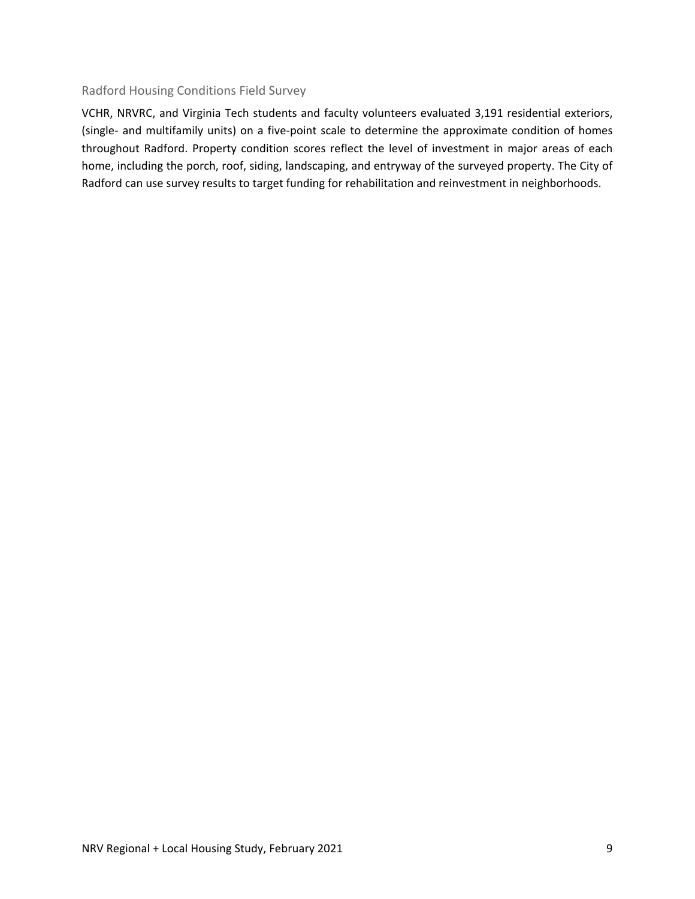### Radford Housing Conditions Field Survey

VCHR, NRVRC, and Virginia Tech students and faculty volunteers evaluated 3,191 residential exteriors, (single- and multifamily units) on a five-point scale to determine the approximate condition of homes throughout Radford. Property condition scores reflect the level of investment in major areas of each home, including the porch, roof, siding, landscaping, and entryway of the surveyed property. The City of Radford can use survey results to target funding for rehabilitation and reinvestment in neighborhoods.